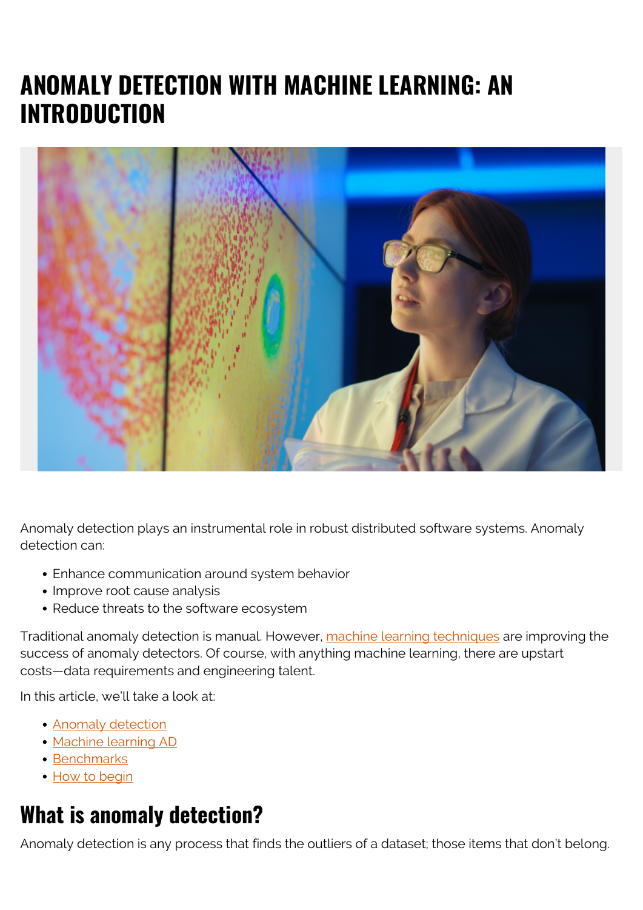# ANOMALY DETECTION WITH MACHINE LEARNING: AN INTRODUCTION

Anomaly detection plays an instrumental role in robust distributed software systems. Anomaly detection can:

- Enhance communication around system behavior
- Improve root cause analysis
- Reduce threats to the software ecosystem

Traditional anomaly detection is manual. However, machine learning techniques are improving the success of anomaly detectors. Of course, with anything machine learning, there are upstart costs—data requirements and engineering talent.

In this article, we'll take a look at:

- Anomaly detection
- Machine learning AD
- Benchmarks
- How to begin

## What is anomaly detection?

Anomaly detection is any process that finds the outliers of a dataset; those items that don't belong.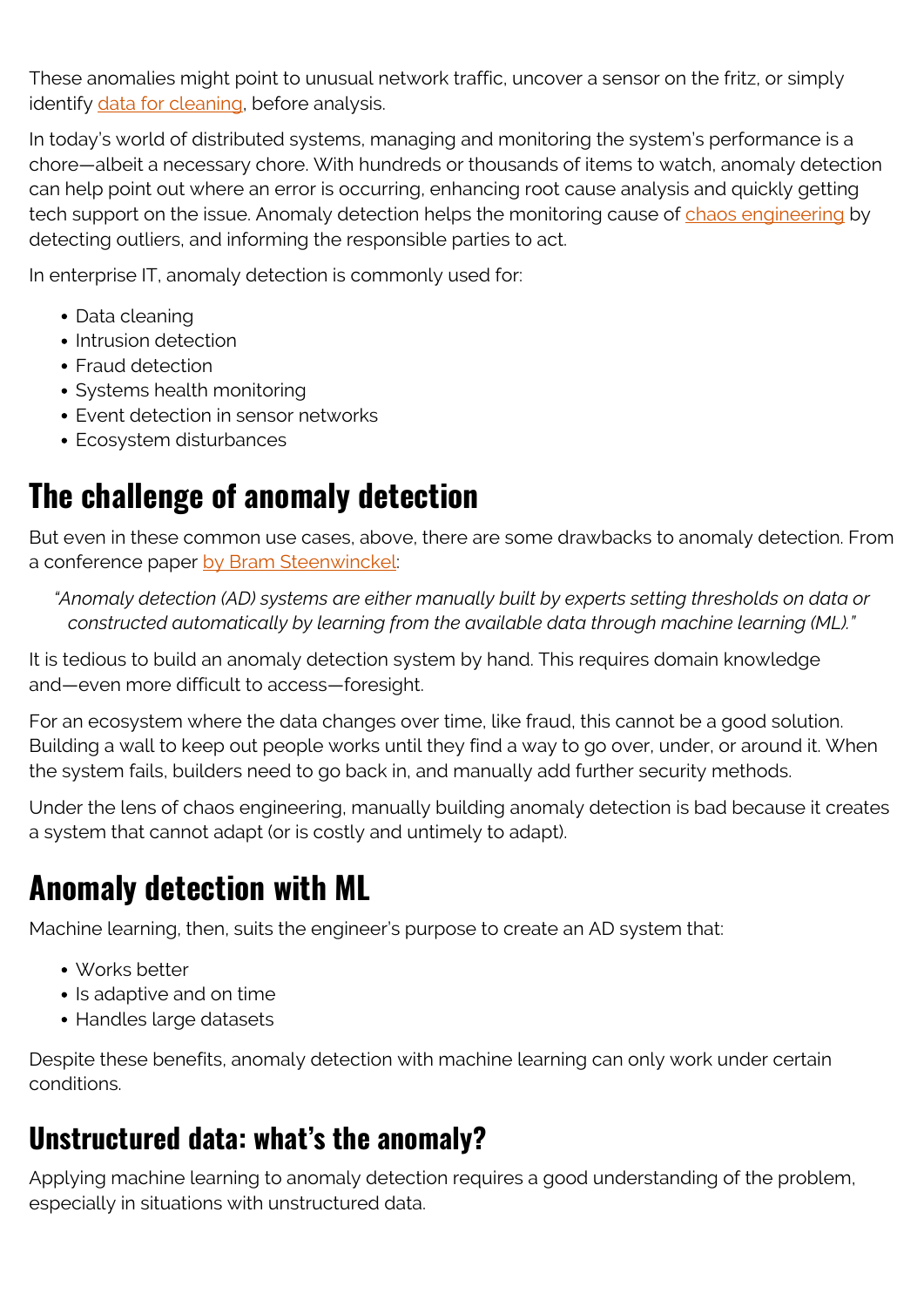These anomalies might point to unusual network traffic, uncover a sensor on the fritz, or simply identify data for cleaning, before analysis.

In today's world of distributed systems, managing and monitoring the system's performance is a chore—albeit a necessary chore. With hundreds or thousands of items to watch, anomaly detection can help point out where an error is occurring, enhancing root cause analysis and quickly getting tech support on the issue. Anomaly detection helps the monitoring cause of chaos engineering by detecting outliers, and informing the responsible parties to act.

In enterprise IT, anomaly detection is commonly used for:

- Data cleaning
- Intrusion detection
- Fraud detection
- Systems health monitoring
- Event detection in sensor networks
- Ecosystem disturbances

## The challenge of anomaly detection

But even in these common use cases, above, there are some drawbacks to anomaly detection. From a conference paper by Bram Steenwinckel:

> *"Anomaly detection (AD) systems are either manually built by experts setting thresholds on data or constructed automatically by learning from the available data through machine learning (ML)."*

It is tedious to build an anomaly detection system by hand. This requires domain knowledge and—even more difficult to access—foresight.

For an ecosystem where the data changes over time, like fraud, this cannot be a good solution. Building a wall to keep out people works until they find a way to go over, under, or around it. When the system fails, builders need to go back in, and manually add further security methods.

Under the lens of chaos engineering, manually building anomaly detection is bad because it creates a system that cannot adapt (or is costly and untimely to adapt).

## Anomaly detection with ML

Machine learning, then, suits the engineer's purpose to create an AD system that:

- Works better
- Is adaptive and on time
- Handles large datasets

Despite these benefits, anomaly detection with machine learning can only work under certain conditions.

### Unstructured data: what's the anomaly?

Applying machine learning to anomaly detection requires a good understanding of the problem, especially in situations with unstructured data.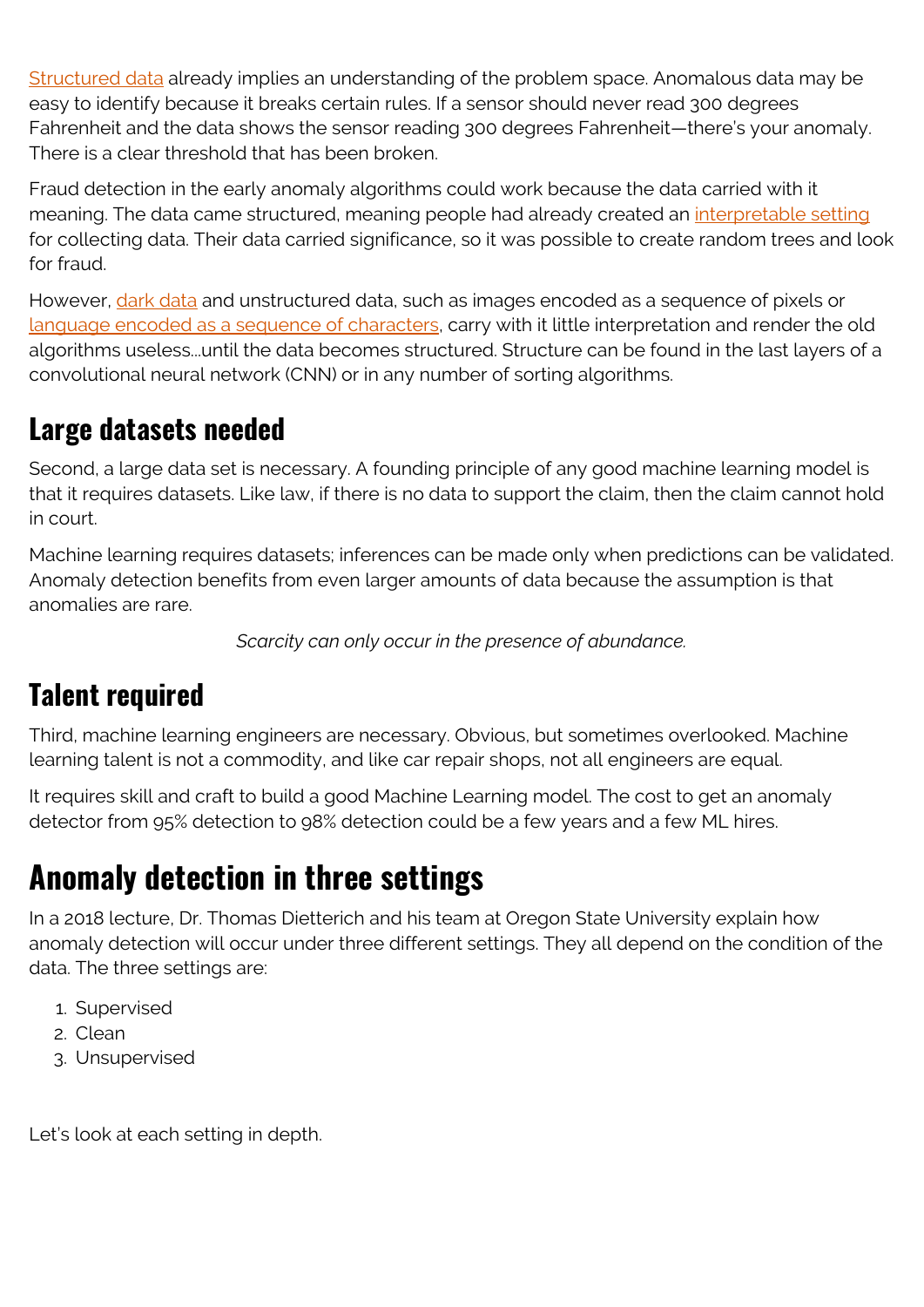Structured data already implies an understanding of the problem space. Anomalous data may be easy to identify because it breaks certain rules. If a sensor should never read 300 degrees Fahrenheit and the data shows the sensor reading 300 degrees Fahrenheit—there's your anomaly. There is a clear threshold that has been broken.

Fraud detection in the early anomaly algorithms could work because the data carried with it meaning. The data came structured, meaning people had already created an interpretable setting for collecting data. Their data carried significance, so it was possible to create random trees and look for fraud.

However, dark data and unstructured data, such as images encoded as a sequence of pixels or language encoded as a sequence of characters, carry with it little interpretation and render the old algorithms useless…until the data becomes structured. Structure can be found in the last layers of a convolutional neural network (CNN) or in any number of sorting algorithms.

## Large datasets needed

Second, a large data set is necessary. A founding principle of any good machine learning model is that it requires datasets. Like law, if there is no data to support the claim, then the claim cannot hold in court.

Machine learning requires datasets; inferences can be made only when predictions can be validated. Anomaly detection benefits from even larger amounts of data because the assumption is that anomalies are rare.

*Scarcity can only occur in the presence of abundance.*

## Talent required

Third, machine learning engineers are necessary. Obvious, but sometimes overlooked. Machine learning talent is not a commodity, and like car repair shops, not all engineers are equal.

It requires skill and craft to build a good Machine Learning model. The cost to get an anomaly detector from 95% detection to 98% detection could be a few years and a few ML hires.

# Anomaly detection in three settings

In a 2018 lecture, Dr. Thomas Dietterich and his team at Oregon State University explain how anomaly detection will occur under three different settings. They all depend on the condition of the data. The three settings are:

1. Supervised
2. Clean
3. Unsupervised

Let's look at each setting in depth.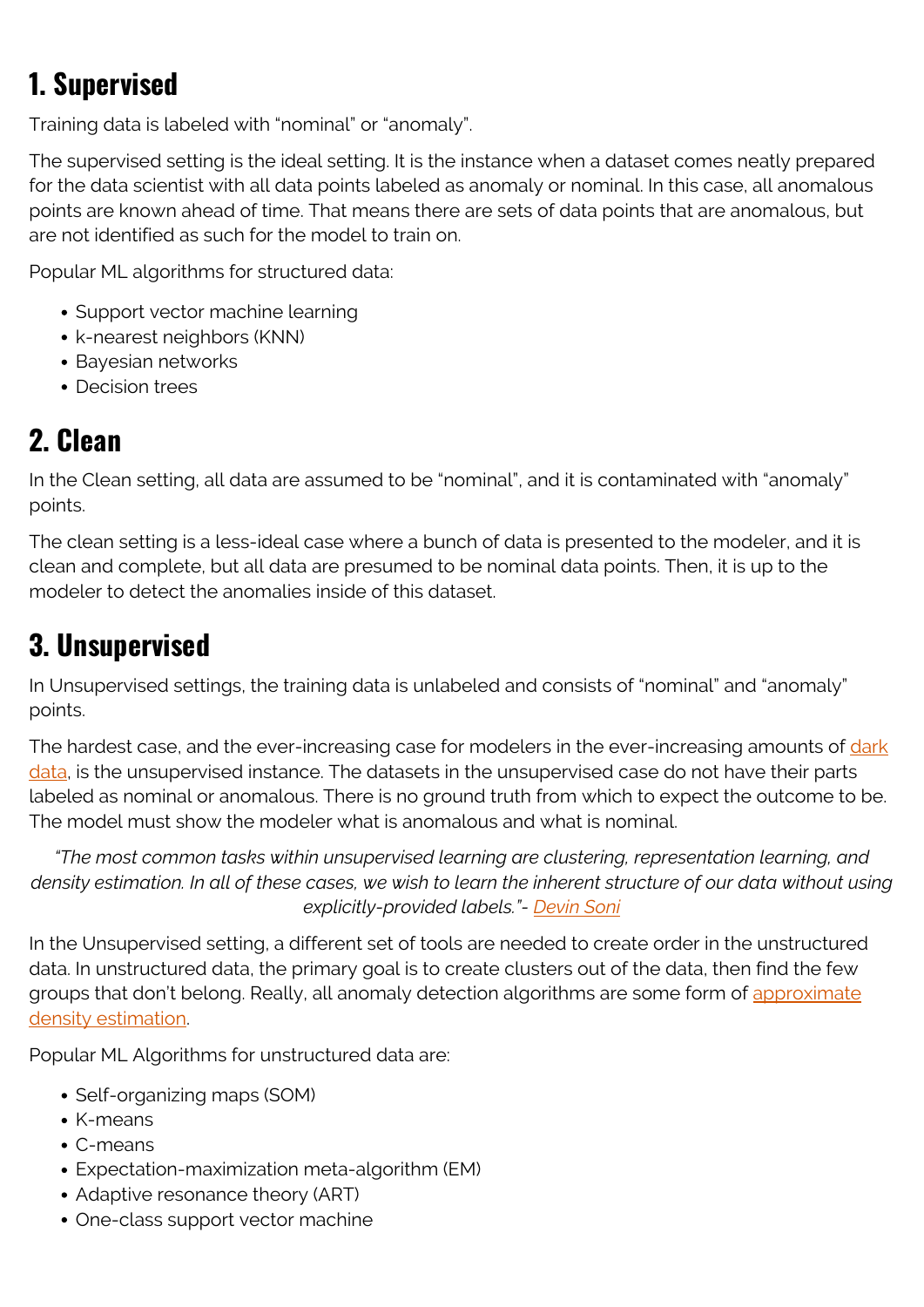## 1. Supervised

Training data is labeled with “nominal” or “anomaly”.

The supervised setting is the ideal setting. It is the instance when a dataset comes neatly prepared for the data scientist with all data points labeled as anomaly or nominal. In this case, all anomalous points are known ahead of time. That means there are sets of data points that are anomalous, but are not identified as such for the model to train on.

Popular ML algorithms for structured data:

- Support vector machine learning
- k-nearest neighbors (KNN)
- Bayesian networks
- Decision trees

## 2. Clean

In the Clean setting, all data are assumed to be “nominal”, and it is contaminated with “anomaly” points.

The clean setting is a less-ideal case where a bunch of data is presented to the modeler, and it is clean and complete, but all data are presumed to be nominal data points. Then, it is up to the modeler to detect the anomalies inside of this dataset.

## 3. Unsupervised

In Unsupervised settings, the training data is unlabeled and consists of “nominal” and “anomaly” points.

The hardest case, and the ever-increasing case for modelers in the ever-increasing amounts of dark data, is the unsupervised instance. The datasets in the unsupervised case do not have their parts labeled as nominal or anomalous. There is no ground truth from which to expect the outcome to be. The model must show the modeler what is anomalous and what is nominal.

*“The most common tasks within unsupervised learning are clustering, representation learning, and density estimation. In all of these cases, we wish to learn the inherent structure of our data without using explicitly-provided labels.”- Devin Soni*

In the Unsupervised setting, a different set of tools are needed to create order in the unstructured data. In unstructured data, the primary goal is to create clusters out of the data, then find the few groups that don’t belong. Really, all anomaly detection algorithms are some form of approximate density estimation.

Popular ML Algorithms for unstructured data are:

- Self-organizing maps (SOM)
- K-means
- C-means
- Expectation-maximization meta-algorithm (EM)
- Adaptive resonance theory (ART)
- One-class support vector machine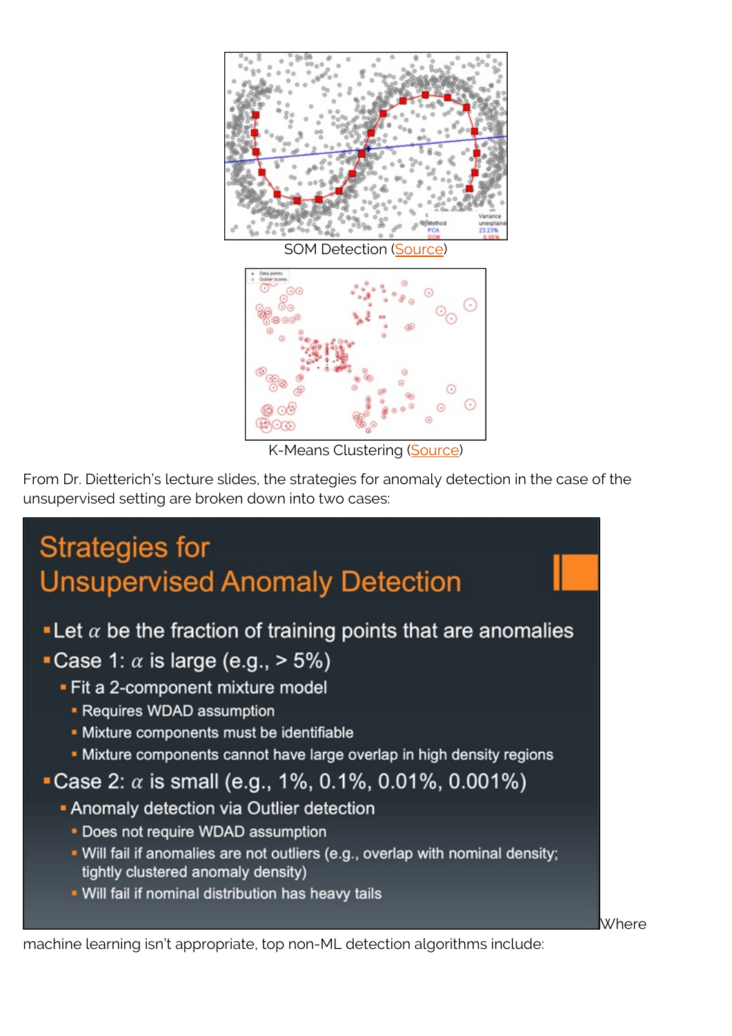SOM Detection (Source)

K-Means Clustering (Source)

From Dr. Dietterich's lecture slides, the strategies for anomaly detection in the case of the unsupervised setting are broken down into two cases:

Where machine learning isn't appropriate, top non-ML detection algorithms include: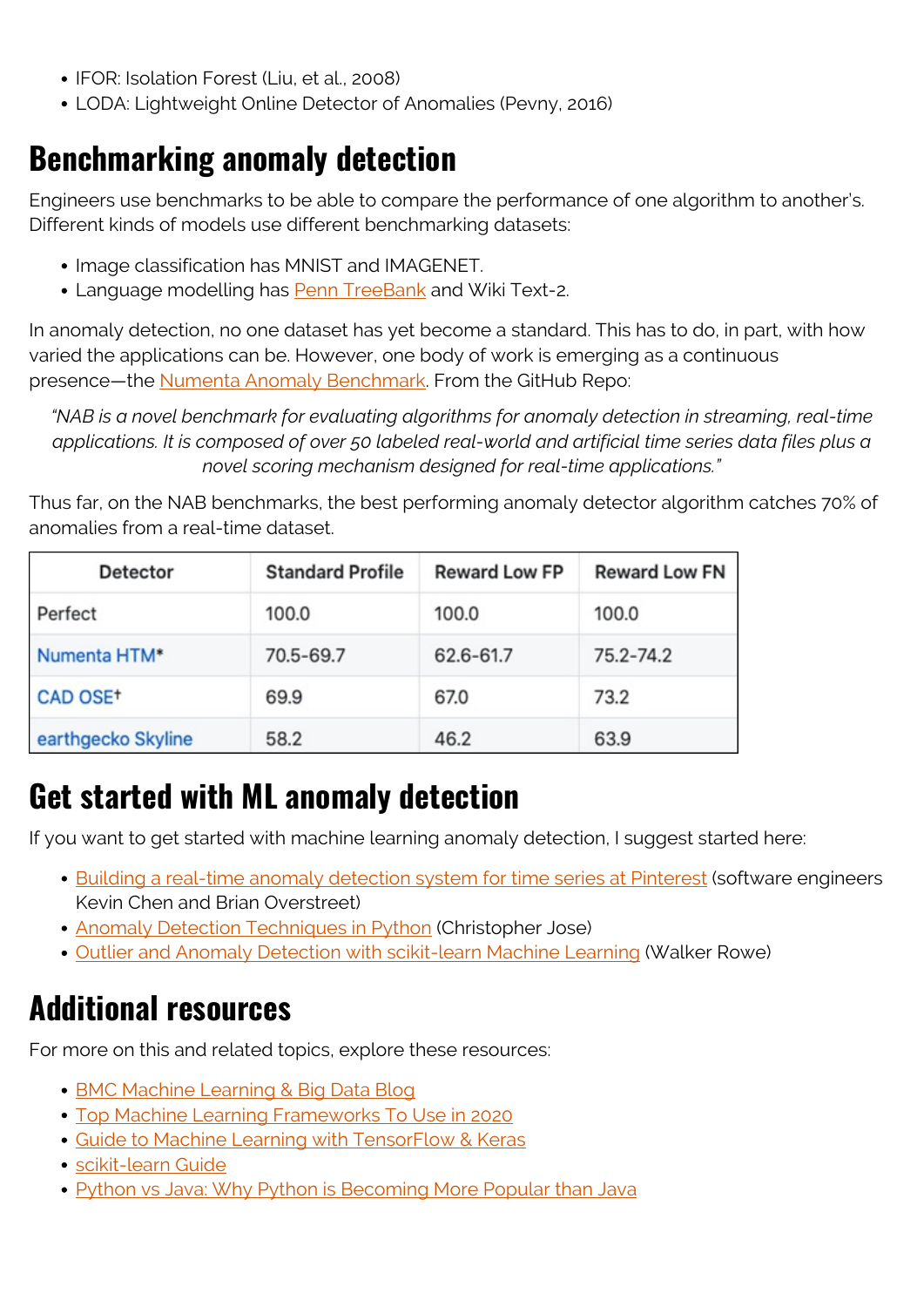- IFOR: Isolation Forest (Liu, et al., 2008)
- LODA: Lightweight Online Detector of Anomalies (Pevny, 2016)

## Benchmarking anomaly detection

Engineers use benchmarks to be able to compare the performance of one algorithm to another's. Different kinds of models use different benchmarking datasets:

- Image classification has MNIST and IMAGENET.
- Language modelling has [Penn TreeBank]() and Wiki Text-2.

In anomaly detection, no one dataset has yet become a standard. This has to do, in part, with how varied the applications can be. However, one body of work is emerging as a continuous presence—the [Numenta Anomaly Benchmark](). From the GitHub Repo:

> *"NAB is a novel benchmark for evaluating algorithms for anomaly detection in streaming, real-time applications. It is composed of over 50 labeled real-world and artificial time series data files plus a novel scoring mechanism designed for real-time applications."*

Thus far, on the NAB benchmarks, the best performing anomaly detector algorithm catches 70% of anomalies from a real-time dataset.

| Detector | Standard Profile | Reward Low FP | Reward Low FN |
|---|---|---|---|
| Perfect | 100.0 | 100.0 | 100.0 |
| Numenta HTM* | 70.5-69.7 | 62.6-61.7 | 75.2-74.2 |
| CAD OSE† | 69.9 | 67.0 | 73.2 |
| earthgecko Skyline | 58.2 | 46.2 | 63.9 |

## Get started with ML anomaly detection

If you want to get started with machine learning anomaly detection, I suggest started here:

- [Building a real-time anomaly detection system for time series at Pinterest]() (software engineers Kevin Chen and Brian Overstreet)
- [Anomaly Detection Techniques in Python]() (Christopher Jose)
- [Outlier and Anomaly Detection with scikit-learn Machine Learning]() (Walker Rowe)

## Additional resources

For more on this and related topics, explore these resources:

- [BMC Machine Learning & Big Data Blog]()
- [Top Machine Learning Frameworks To Use in 2020]()
- [Guide to Machine Learning with TensorFlow & Keras]()
- [scikit-learn Guide]()
- [Python vs Java: Why Python is Becoming More Popular than Java]()